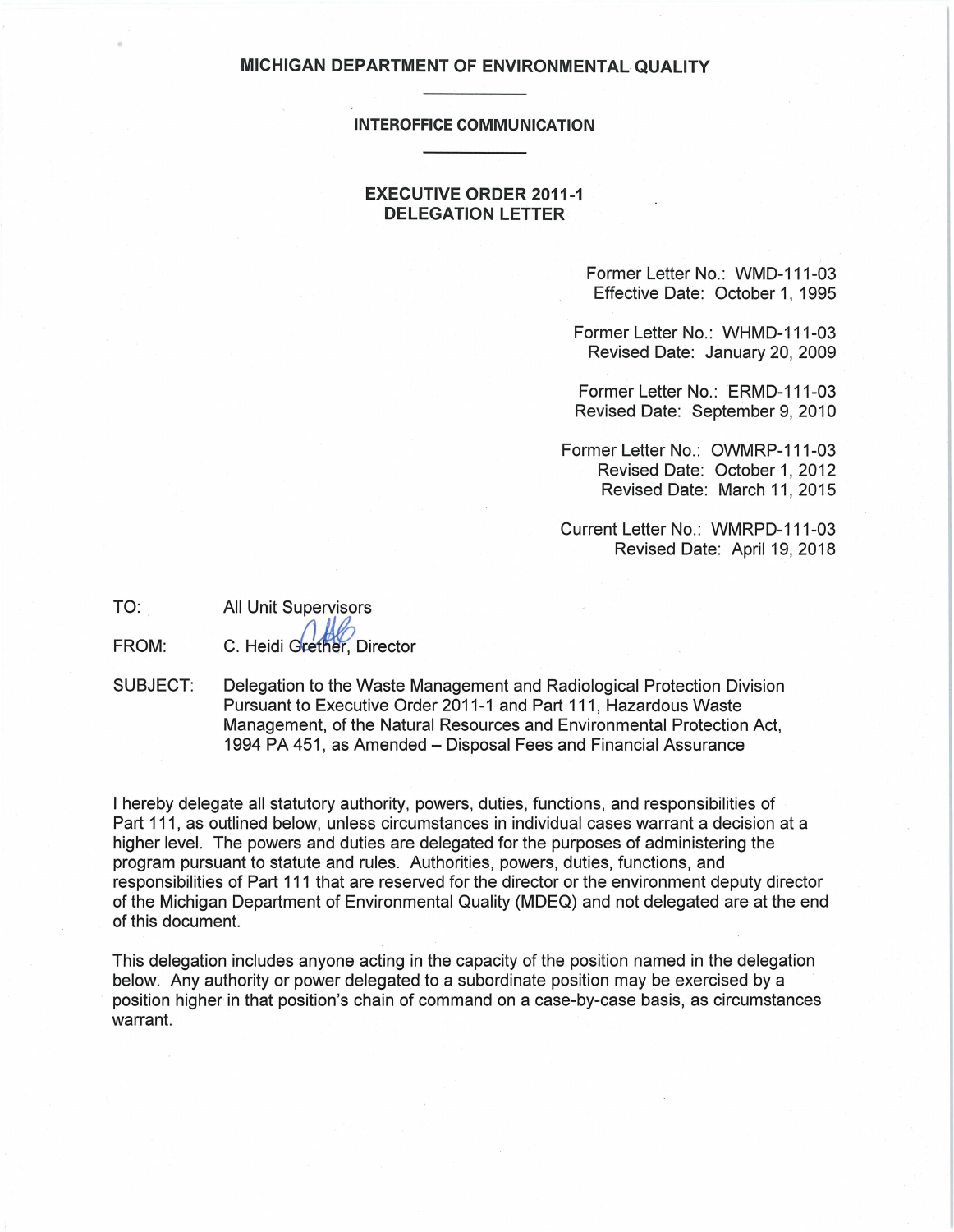# MICHIGAN DEPARTMENT OF ENVIRONMENTAL QUALITY

## INTEROFFICE COMMUNICATION

## EXECUTIVE ORDER 2011-1
## DELEGATION LETTER

Former Letter No.: WMD-111-03
Effective Date: October 1, 1995

Former Letter No.: WHMD-111-03
Revised Date: January 20, 2009

Former Letter No.: ERMD-111-03
Revised Date: September 9, 2010

Former Letter No.: OWMRP-111-03
Revised Date: October 1, 2012
Revised Date: March 11, 2015

Current Letter No.: WMRPD-111-03
Revised Date: April 19, 2018

TO: All Unit Supervisors

FROM: C. Heidi Grether, Director

SUBJECT: Delegation to the Waste Management and Radiological Protection Division Pursuant to Executive Order 2011-1 and Part 111, Hazardous Waste Management, of the Natural Resources and Environmental Protection Act, 1994 PA 451, as Amended – Disposal Fees and Financial Assurance

I hereby delegate all statutory authority, powers, duties, functions, and responsibilities of Part 111, as outlined below, unless circumstances in individual cases warrant a decision at a higher level. The powers and duties are delegated for the purposes of administering the program pursuant to statute and rules. Authorities, powers, duties, functions, and responsibilities of Part 111 that are reserved for the director or the environment deputy director of the Michigan Department of Environmental Quality (MDEQ) and not delegated are at the end of this document.

This delegation includes anyone acting in the capacity of the position named in the delegation below. Any authority or power delegated to a subordinate position may be exercised by a position higher in that position's chain of command on a case-by-case basis, as circumstances warrant.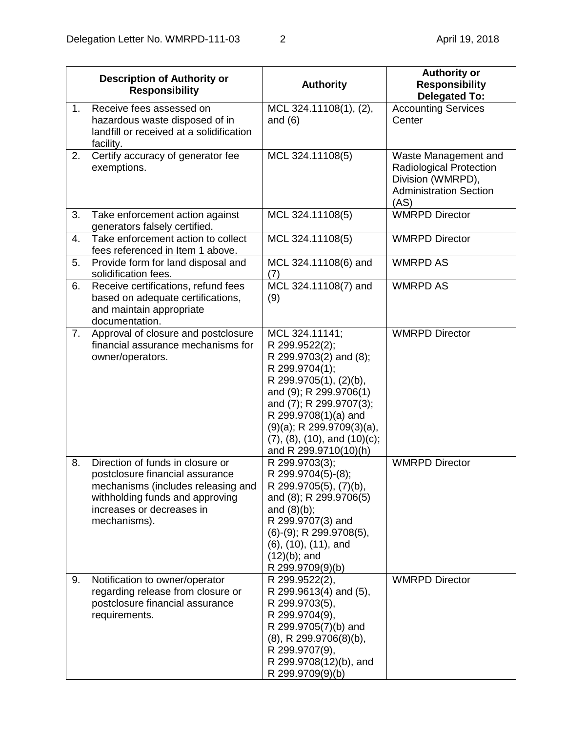| Description of Authority or Responsibility | Authority | Authority or Responsibility Delegated To: |
|---|---|---|
| 1. Receive fees assessed on hazardous waste disposed of in landfill or received at a solidification facility. | MCL 324.11108(1), (2), and (6) | Accounting Services Center |
| 2. Certify accuracy of generator fee exemptions. | MCL 324.11108(5) | Waste Management and Radiological Protection Division (WMRPD), Administration Section (AS) |
| 3. Take enforcement action against generators falsely certified. | MCL 324.11108(5) | WMRPD Director |
| 4. Take enforcement action to collect fees referenced in Item 1 above. | MCL 324.11108(5) | WMRPD Director |
| 5. Provide form for land disposal and solidification fees. | MCL 324.11108(6) and (7) | WMRPD AS |
| 6. Receive certifications, refund fees based on adequate certifications, and maintain appropriate documentation. | MCL 324.11108(7) and (9) | WMRPD AS |
| 7. Approval of closure and postclosure financial assurance mechanisms for owner/operators. | MCL 324.11141; R 299.9522(2); R 299.9703(2) and (8); R 299.9704(1); R 299.9705(1), (2)(b), and (9); R 299.9706(1) and (7); R 299.9707(3); R 299.9708(1)(a) and (9)(a); R 299.9709(3)(a), (7), (8), (10), and (10)(c); and R 299.9710(10)(h) | WMRPD Director |
| 8. Direction of funds in closure or postclosure financial assurance mechanisms (includes releasing and withholding funds and approving increases or decreases in mechanisms). | R 299.9703(3); R 299.9704(5)-(8); R 299.9705(5), (7)(b), and (8); R 299.9706(5) and (8)(b); R 299.9707(3) and (6)-(9); R 299.9708(5), (6), (10), (11), and (12)(b); and R 299.9709(9)(b) | WMRPD Director |
| 9. Notification to owner/operator regarding release from closure or postclosure financial assurance requirements. | R 299.9522(2), R 299.9613(4) and (5), R 299.9703(5), R 299.9704(9), R 299.9705(7)(b) and (8), R 299.9706(8)(b), R 299.9707(9), R 299.9708(12)(b), and R 299.9709(9)(b) | WMRPD Director |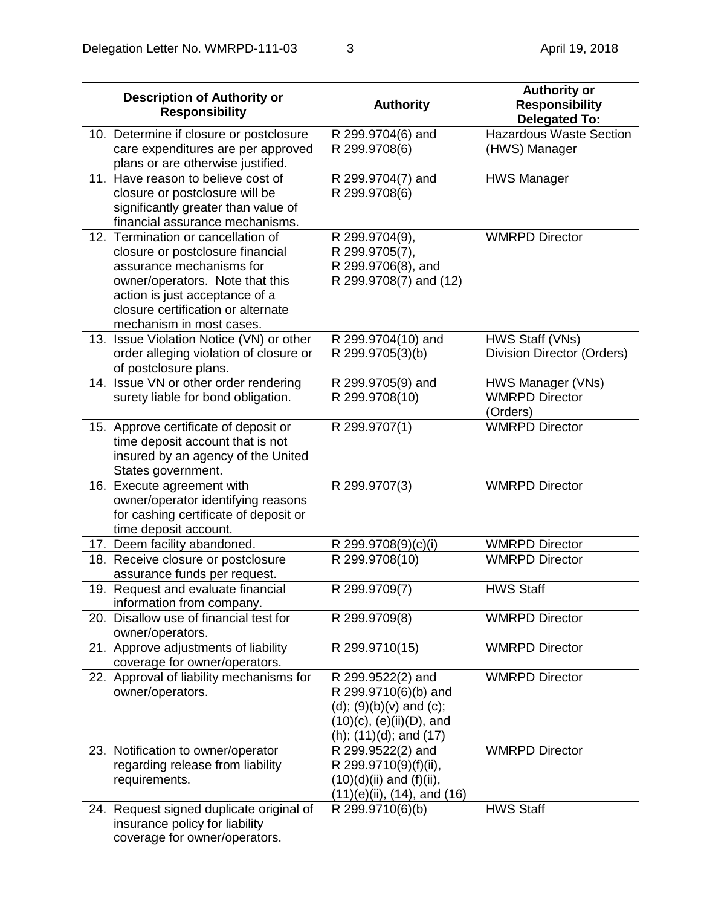| Description of Authority or Responsibility | Authority | Authority or Responsibility Delegated To: |
|---|---|---|
| 10. Determine if closure or postclosure care expenditures are per approved plans or are otherwise justified. | R 299.9704(6) and R 299.9708(6) | Hazardous Waste Section (HWS) Manager |
| 11. Have reason to believe cost of closure or postclosure will be significantly greater than value of financial assurance mechanisms. | R 299.9704(7) and R 299.9708(6) | HWS Manager |
| 12. Termination or cancellation of closure or postclosure financial assurance mechanisms for owner/operators. Note that this action is just acceptance of a closure certification or alternate mechanism in most cases. | R 299.9704(9), R 299.9705(7), R 299.9706(8), and R 299.9708(7) and (12) | WMRPD Director |
| 13. Issue Violation Notice (VN) or other order alleging violation of closure or of postclosure plans. | R 299.9704(10) and R 299.9705(3)(b) | HWS Staff (VNs) Division Director (Orders) |
| 14. Issue VN or other order rendering surety liable for bond obligation. | R 299.9705(9) and R 299.9708(10) | HWS Manager (VNs) WMRPD Director (Orders) |
| 15. Approve certificate of deposit or time deposit account that is not insured by an agency of the United States government. | R 299.9707(1) | WMRPD Director |
| 16. Execute agreement with owner/operator identifying reasons for cashing certificate of deposit or time deposit account. | R 299.9707(3) | WMRPD Director |
| 17. Deem facility abandoned. | R 299.9708(9)(c)(i) | WMRPD Director |
| 18. Receive closure or postclosure assurance funds per request. | R 299.9708(10) | WMRPD Director |
| 19. Request and evaluate financial information from company. | R 299.9709(7) | HWS Staff |
| 20. Disallow use of financial test for owner/operators. | R 299.9709(8) | WMRPD Director |
| 21. Approve adjustments of liability coverage for owner/operators. | R 299.9710(15) | WMRPD Director |
| 22. Approval of liability mechanisms for owner/operators. | R 299.9522(2) and R 299.9710(6)(b) and (d); (9)(b)(v) and (c); (10)(c), (e)(ii)(D), and (h); (11)(d); and (17) | WMRPD Director |
| 23. Notification to owner/operator regarding release from liability requirements. | R 299.9522(2) and R 299.9710(9)(f)(ii), (10)(d)(ii) and (f)(ii), (11)(e)(ii), (14), and (16) | WMRPD Director |
| 24. Request signed duplicate original of insurance policy for liability coverage for owner/operators. | R 299.9710(6)(b) | HWS Staff |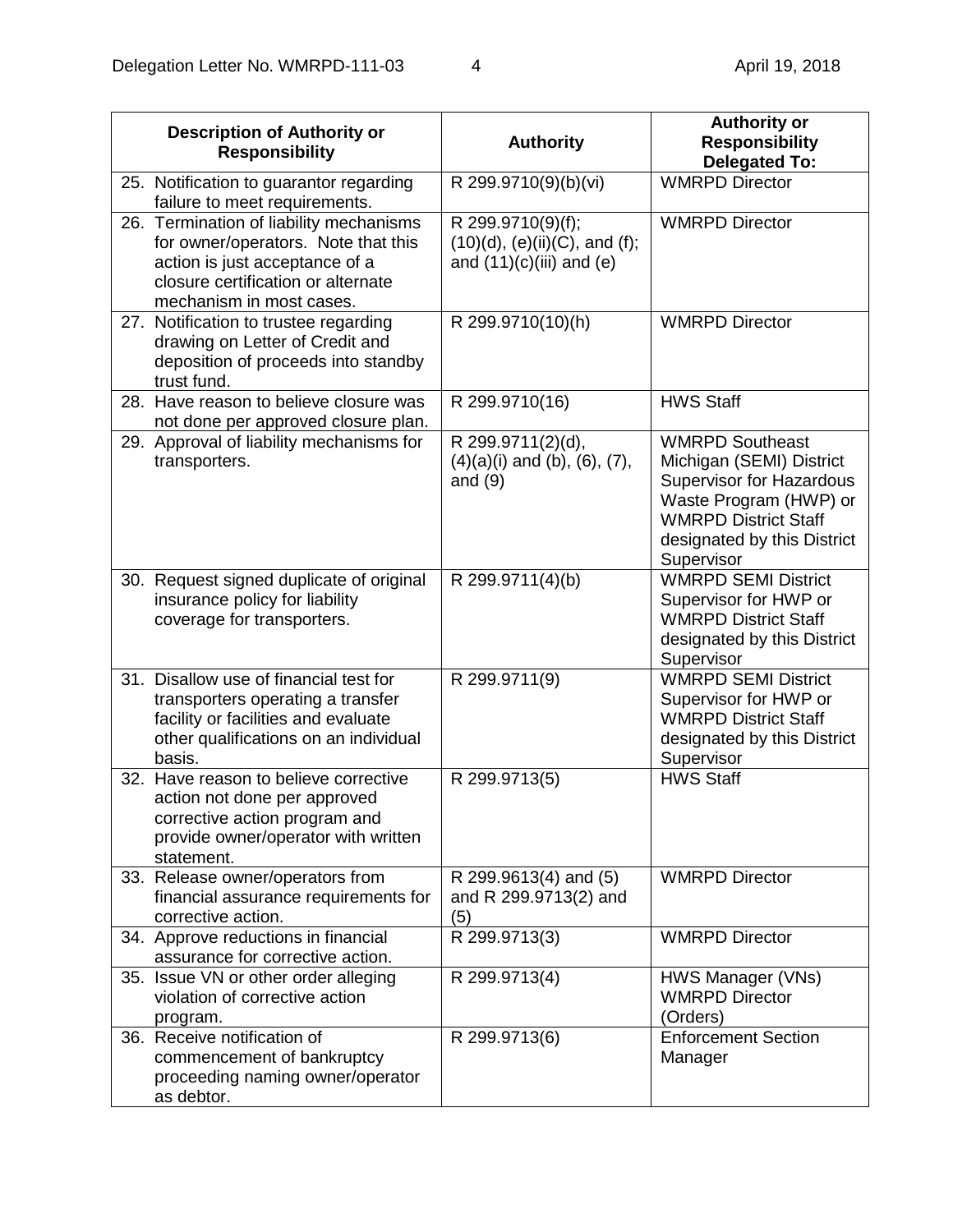| Description of Authority or Responsibility | Authority | Authority or Responsibility Delegated To: |
|---|---|---|
| 25. Notification to guarantor regarding failure to meet requirements. | R 299.9710(9)(b)(vi) | WMRPD Director |
| 26. Termination of liability mechanisms for owner/operators. Note that this action is just acceptance of a closure certification or alternate mechanism in most cases. | R 299.9710(9)(f); (10)(d), (e)(ii)(C), and (f); and (11)(c)(iii) and (e) | WMRPD Director |
| 27. Notification to trustee regarding drawing on Letter of Credit and deposition of proceeds into standby trust fund. | R 299.9710(10)(h) | WMRPD Director |
| 28. Have reason to believe closure was not done per approved closure plan. | R 299.9710(16) | HWS Staff |
| 29. Approval of liability mechanisms for transporters. | R 299.9711(2)(d), (4)(a)(i) and (b), (6), (7), and (9) | WMRPD Southeast Michigan (SEMI) District Supervisor for Hazardous Waste Program (HWP) or WMRPD District Staff designated by this District Supervisor |
| 30. Request signed duplicate of original insurance policy for liability coverage for transporters. | R 299.9711(4)(b) | WMRPD SEMI District Supervisor for HWP or WMRPD District Staff designated by this District Supervisor |
| 31. Disallow use of financial test for transporters operating a transfer facility or facilities and evaluate other qualifications on an individual basis. | R 299.9711(9) | WMRPD SEMI District Supervisor for HWP or WMRPD District Staff designated by this District Supervisor |
| 32. Have reason to believe corrective action not done per approved corrective action program and provide owner/operator with written statement. | R 299.9713(5) | HWS Staff |
| 33. Release owner/operators from financial assurance requirements for corrective action. | R 299.9613(4) and (5) and R 299.9713(2) and (5) | WMRPD Director |
| 34. Approve reductions in financial assurance for corrective action. | R 299.9713(3) | WMRPD Director |
| 35. Issue VN or other order alleging violation of corrective action program. | R 299.9713(4) | HWS Manager (VNs) WMRPD Director (Orders) |
| 36. Receive notification of commencement of bankruptcy proceeding naming owner/operator as debtor. | R 299.9713(6) | Enforcement Section Manager |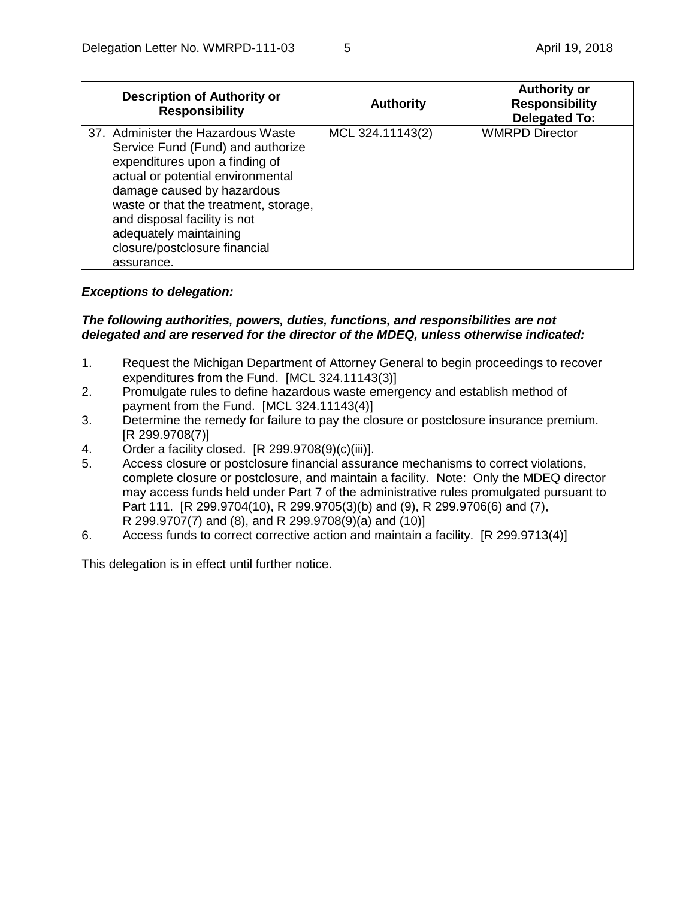| Description of Authority or Responsibility | Authority | Authority or Responsibility Delegated To: |
|---|---|---|
| 37. Administer the Hazardous Waste Service Fund (Fund) and authorize expenditures upon a finding of actual or potential environmental damage caused by hazardous waste or that the treatment, storage, and disposal facility is not adequately maintaining closure/postclosure financial assurance. | MCL 324.11143(2) | WMRPD Director |

***Exceptions to delegation:***

***The following authorities, powers, duties, functions, and responsibilities are not delegated and are reserved for the director of the MDEQ, unless otherwise indicated:***

1. Request the Michigan Department of Attorney General to begin proceedings to recover expenditures from the Fund. [MCL 324.11143(3)]
2. Promulgate rules to define hazardous waste emergency and establish method of payment from the Fund. [MCL 324.11143(4)]
3. Determine the remedy for failure to pay the closure or postclosure insurance premium. [R 299.9708(7)]
4. Order a facility closed. [R 299.9708(9)(c)(iii)].
5. Access closure or postclosure financial assurance mechanisms to correct violations, complete closure or postclosure, and maintain a facility. Note: Only the MDEQ director may access funds held under Part 7 of the administrative rules promulgated pursuant to Part 111. [R 299.9704(10), R 299.9705(3)(b) and (9), R 299.9706(6) and (7), R 299.9707(7) and (8), and R 299.9708(9)(a) and (10)]
6. Access funds to correct corrective action and maintain a facility. [R 299.9713(4)]

This delegation is in effect until further notice.